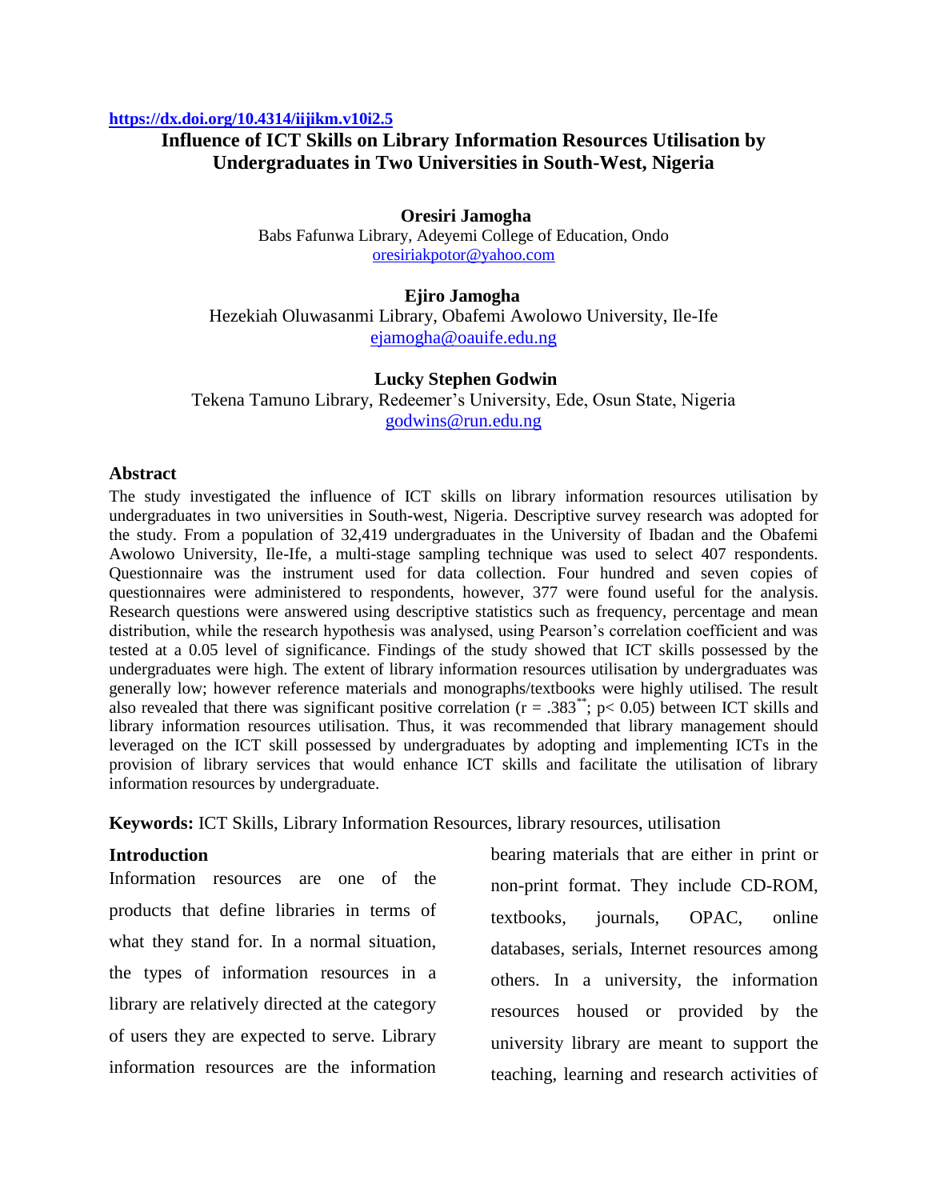https://dx.doi.org/10.4314/iijikm.v10i2.5

# Influence of ICT Skills on Library Information Resources Utilisation by Undergraduates in Two Universities in South-West, Nigeria

**Oresiri Jamogha**
Babs Fafunwa Library, Adeyemi College of Education, Ondo
oresiriakpotor@yahoo.com

**Ejiro Jamogha**
Hezekiah Oluwasanmi Library, Obafemi Awolowo University, Ile-Ife
ejamogha@oauife.edu.ng

**Lucky Stephen Godwin**
Tekena Tamuno Library, Redeemer's University, Ede, Osun State, Nigeria
godwins@run.edu.ng

## Abstract

The study investigated the influence of ICT skills on library information resources utilisation by undergraduates in two universities in South-west, Nigeria. Descriptive survey research was adopted for the study. From a population of 32,419 undergraduates in the University of Ibadan and the Obafemi Awolowo University, Ile-Ife, a multi-stage sampling technique was used to select 407 respondents. Questionnaire was the instrument used for data collection. Four hundred and seven copies of questionnaires were administered to respondents, however, 377 were found useful for the analysis. Research questions were answered using descriptive statistics such as frequency, percentage and mean distribution, while the research hypothesis was analysed, using Pearson's correlation coefficient and was tested at a 0.05 level of significance. Findings of the study showed that ICT skills possessed by the undergraduates were high. The extent of library information resources utilisation by undergraduates was generally low; however reference materials and monographs/textbooks were highly utilised. The result also revealed that there was significant positive correlation ($r = .383^{**}$; $p < 0.05$) between ICT skills and library information resources utilisation. Thus, it was recommended that library management should leveraged on the ICT skill possessed by undergraduates by adopting and implementing ICTs in the provision of library services that would enhance ICT skills and facilitate the utilisation of library information resources by undergraduate.

**Keywords:** ICT Skills, Library Information Resources, library resources, utilisation

## Introduction

Information resources are one of the products that define libraries in terms of what they stand for. In a normal situation, the types of information resources in a library are relatively directed at the category of users they are expected to serve. Library information resources are the information bearing materials that are either in print or non-print format. They include CD-ROM, textbooks, journals, OPAC, online databases, serials, Internet resources among others. In a university, the information resources housed or provided by the university library are meant to support the teaching, learning and research activities of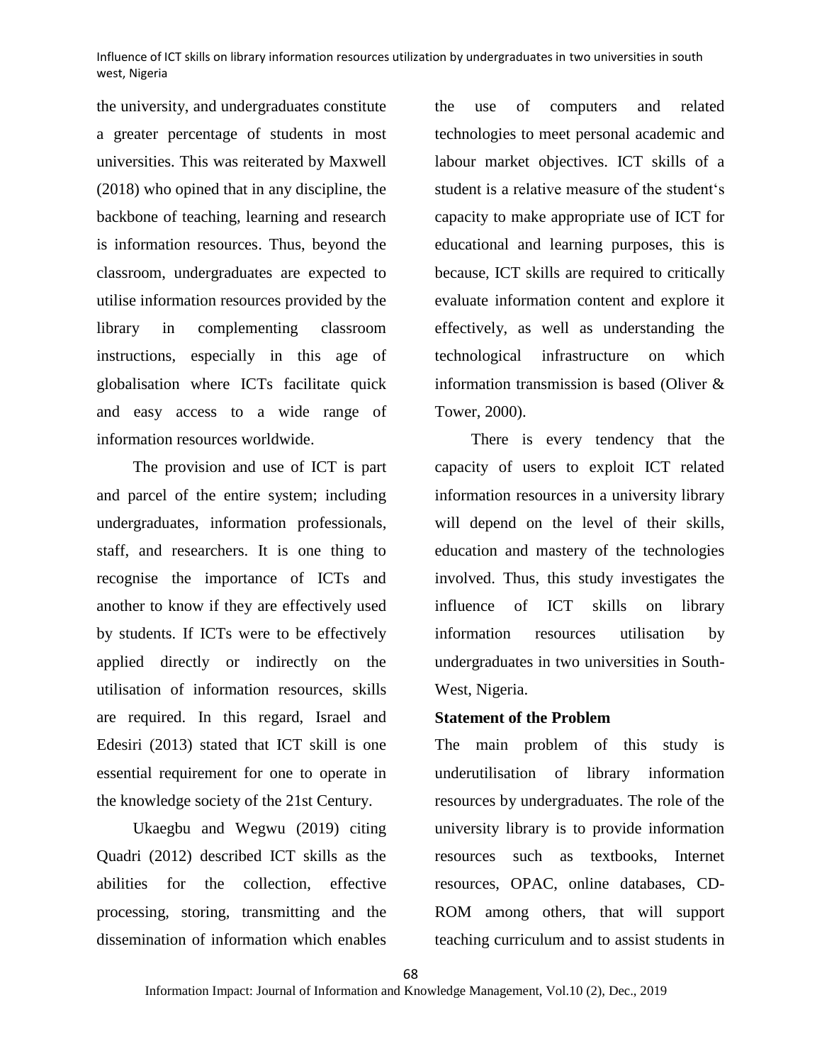the university, and undergraduates constitute a greater percentage of students in most universities. This was reiterated by Maxwell (2018) who opined that in any discipline, the backbone of teaching, learning and research is information resources. Thus, beyond the classroom, undergraduates are expected to utilise information resources provided by the library in complementing classroom instructions, especially in this age of globalisation where ICTs facilitate quick and easy access to a wide range of information resources worldwide.

The provision and use of ICT is part and parcel of the entire system; including undergraduates, information professionals, staff, and researchers. It is one thing to recognise the importance of ICTs and another to know if they are effectively used by students. If ICTs were to be effectively applied directly or indirectly on the utilisation of information resources, skills are required. In this regard, Israel and Edesiri (2013) stated that ICT skill is one essential requirement for one to operate in the knowledge society of the 21st Century.

Ukaegbu and Wegwu (2019) citing Quadri (2012) described ICT skills as the abilities for the collection, effective processing, storing, transmitting and the dissemination of information which enables the use of computers and related technologies to meet personal academic and labour market objectives. ICT skills of a student is a relative measure of the student‘s capacity to make appropriate use of ICT for educational and learning purposes, this is because, ICT skills are required to critically evaluate information content and explore it effectively, as well as understanding the technological infrastructure on which information transmission is based (Oliver & Tower, 2000).

There is every tendency that the capacity of users to exploit ICT related information resources in a university library will depend on the level of their skills, education and mastery of the technologies involved. Thus, this study investigates the influence of ICT skills on library information resources utilisation by undergraduates in two universities in South-West, Nigeria.

**Statement of the Problem**

The main problem of this study is underutilisation of library information resources by undergraduates. The role of the university library is to provide information resources such as textbooks, Internet resources, OPAC, online databases, CD-ROM among others, that will support teaching curriculum and to assist students in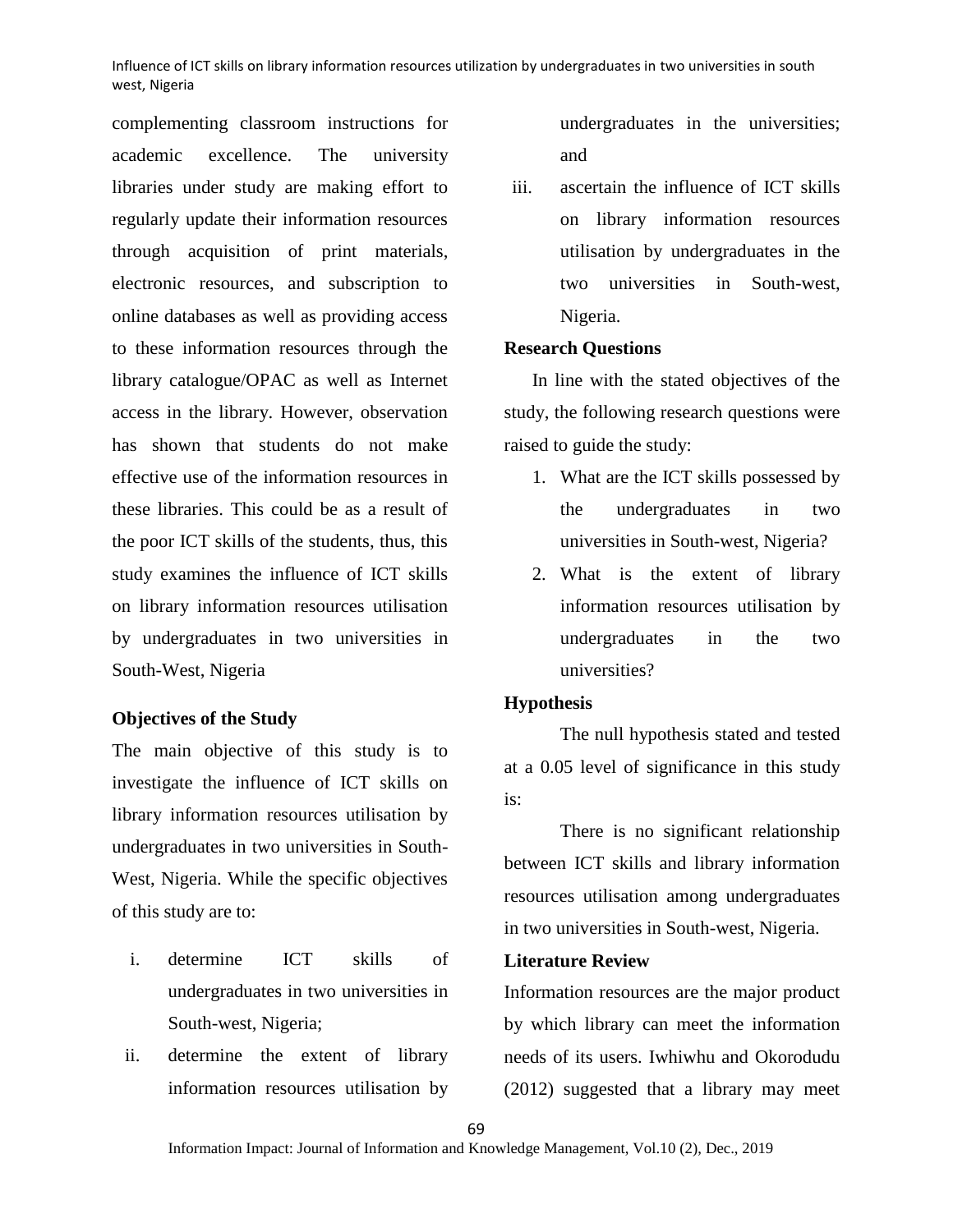complementing classroom instructions for academic excellence. The university libraries under study are making effort to regularly update their information resources through acquisition of print materials, electronic resources, and subscription to online databases as well as providing access to these information resources through the library catalogue/OPAC as well as Internet access in the library. However, observation has shown that students do not make effective use of the information resources in these libraries. This could be as a result of the poor ICT skills of the students, thus, this study examines the influence of ICT skills on library information resources utilisation by undergraduates in two universities in South-West, Nigeria

**Objectives of the Study**

The main objective of this study is to investigate the influence of ICT skills on library information resources utilisation by undergraduates in two universities in South-West, Nigeria. While the specific objectives of this study are to:

i. determine ICT skills of undergraduates in two universities in South-west, Nigeria;
ii. determine the extent of library information resources utilisation by undergraduates in the universities; and
iii. ascertain the influence of ICT skills on library information resources utilisation by undergraduates in the two universities in South-west, Nigeria.

**Research Questions**

In line with the stated objectives of the study, the following research questions were raised to guide the study:

1. What are the ICT skills possessed by the undergraduates in two universities in South-west, Nigeria?
2. What is the extent of library information resources utilisation by undergraduates in the two universities?

**Hypothesis**

The null hypothesis stated and tested at a 0.05 level of significance in this study is:

There is no significant relationship between ICT skills and library information resources utilisation among undergraduates in two universities in South-west, Nigeria.

**Literature Review**

Information resources are the major product by which library can meet the information needs of its users. Iwhiwhu and Okorodudu (2012) suggested that a library may meet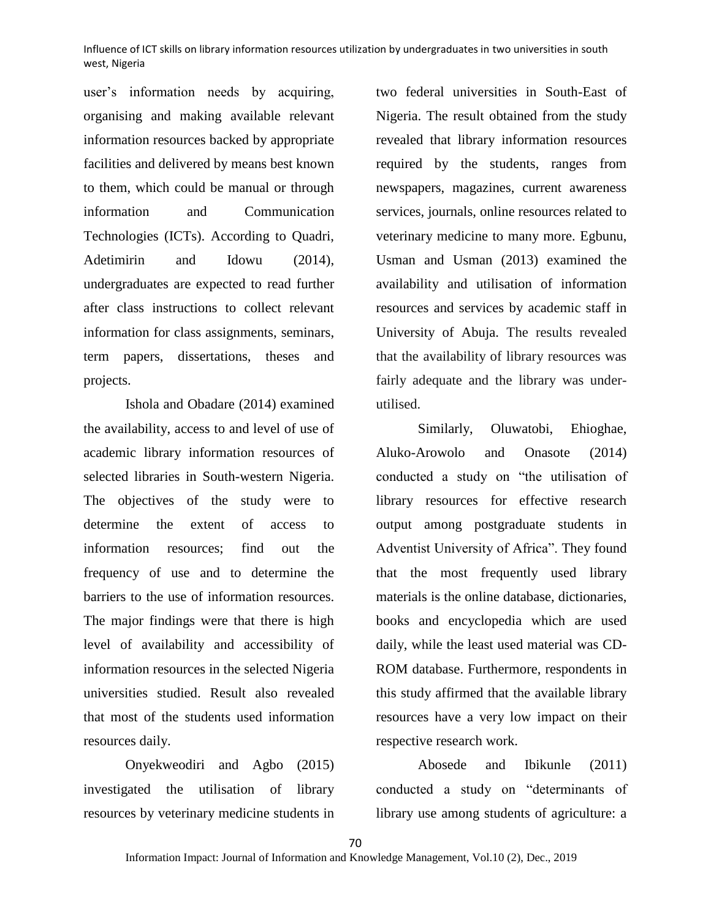user's information needs by acquiring, organising and making available relevant information resources backed by appropriate facilities and delivered by means best known to them, which could be manual or through information and Communication Technologies (ICTs). According to Quadri, Adetimirin and Idowu (2014), undergraduates are expected to read further after class instructions to collect relevant information for class assignments, seminars, term papers, dissertations, theses and projects.

Ishola and Obadare (2014) examined the availability, access to and level of use of academic library information resources of selected libraries in South-western Nigeria. The objectives of the study were to determine the extent of access to information resources; find out the frequency of use and to determine the barriers to the use of information resources. The major findings were that there is high level of availability and accessibility of information resources in the selected Nigeria universities studied. Result also revealed that most of the students used information resources daily.

Onyekweodiri and Agbo (2015) investigated the utilisation of library resources by veterinary medicine students in two federal universities in South-East of Nigeria. The result obtained from the study revealed that library information resources required by the students, ranges from newspapers, magazines, current awareness services, journals, online resources related to veterinary medicine to many more. Egbunu, Usman and Usman (2013) examined the availability and utilisation of information resources and services by academic staff in University of Abuja. The results revealed that the availability of library resources was fairly adequate and the library was under-utilised.

Similarly, Oluwatobi, Ehioghae, Aluko-Arowolo and Onasote (2014) conducted a study on "the utilisation of library resources for effective research output among postgraduate students in Adventist University of Africa". They found that the most frequently used library materials is the online database, dictionaries, books and encyclopedia which are used daily, while the least used material was CD-ROM database. Furthermore, respondents in this study affirmed that the available library resources have a very low impact on their respective research work.

Abosede and Ibikunle (2011) conducted a study on "determinants of library use among students of agriculture: a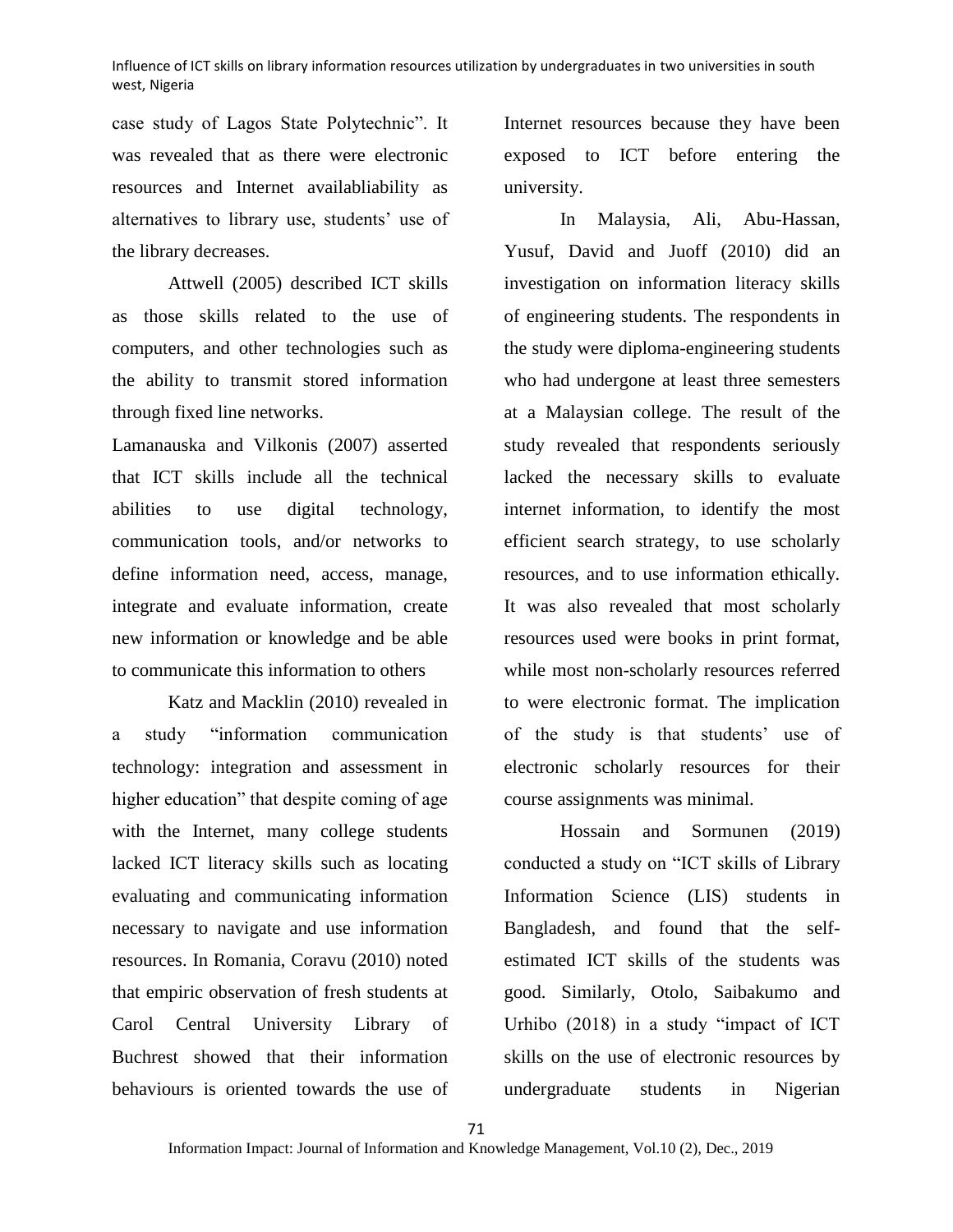case study of Lagos State Polytechnic". It was revealed that as there were electronic resources and Internet availabliability as alternatives to library use, students' use of the library decreases.

Attwell (2005) described ICT skills as those skills related to the use of computers, and other technologies such as the ability to transmit stored information through fixed line networks.

Lamanauska and Vilkonis (2007) asserted that ICT skills include all the technical abilities to use digital technology, communication tools, and/or networks to define information need, access, manage, integrate and evaluate information, create new information or knowledge and be able to communicate this information to others

Katz and Macklin (2010) revealed in a study "information communication technology: integration and assessment in higher education" that despite coming of age with the Internet, many college students lacked ICT literacy skills such as locating evaluating and communicating information necessary to navigate and use information resources. In Romania, Coravu (2010) noted that empiric observation of fresh students at Carol Central University Library of Buchrest showed that their information behaviours is oriented towards the use of Internet resources because they have been exposed to ICT before entering the university.

In Malaysia, Ali, Abu-Hassan, Yusuf, David and Juoff (2010) did an investigation on information literacy skills of engineering students. The respondents in the study were diploma-engineering students who had undergone at least three semesters at a Malaysian college. The result of the study revealed that respondents seriously lacked the necessary skills to evaluate internet information, to identify the most efficient search strategy, to use scholarly resources, and to use information ethically. It was also revealed that most scholarly resources used were books in print format, while most non-scholarly resources referred to were electronic format. The implication of the study is that students' use of electronic scholarly resources for their course assignments was minimal.

Hossain and Sormunen (2019) conducted a study on "ICT skills of Library Information Science (LIS) students in Bangladesh, and found that the self-estimated ICT skills of the students was good. Similarly, Otolo, Saibakumo and Urhibo (2018) in a study "impact of ICT skills on the use of electronic resources by undergraduate students in Nigerian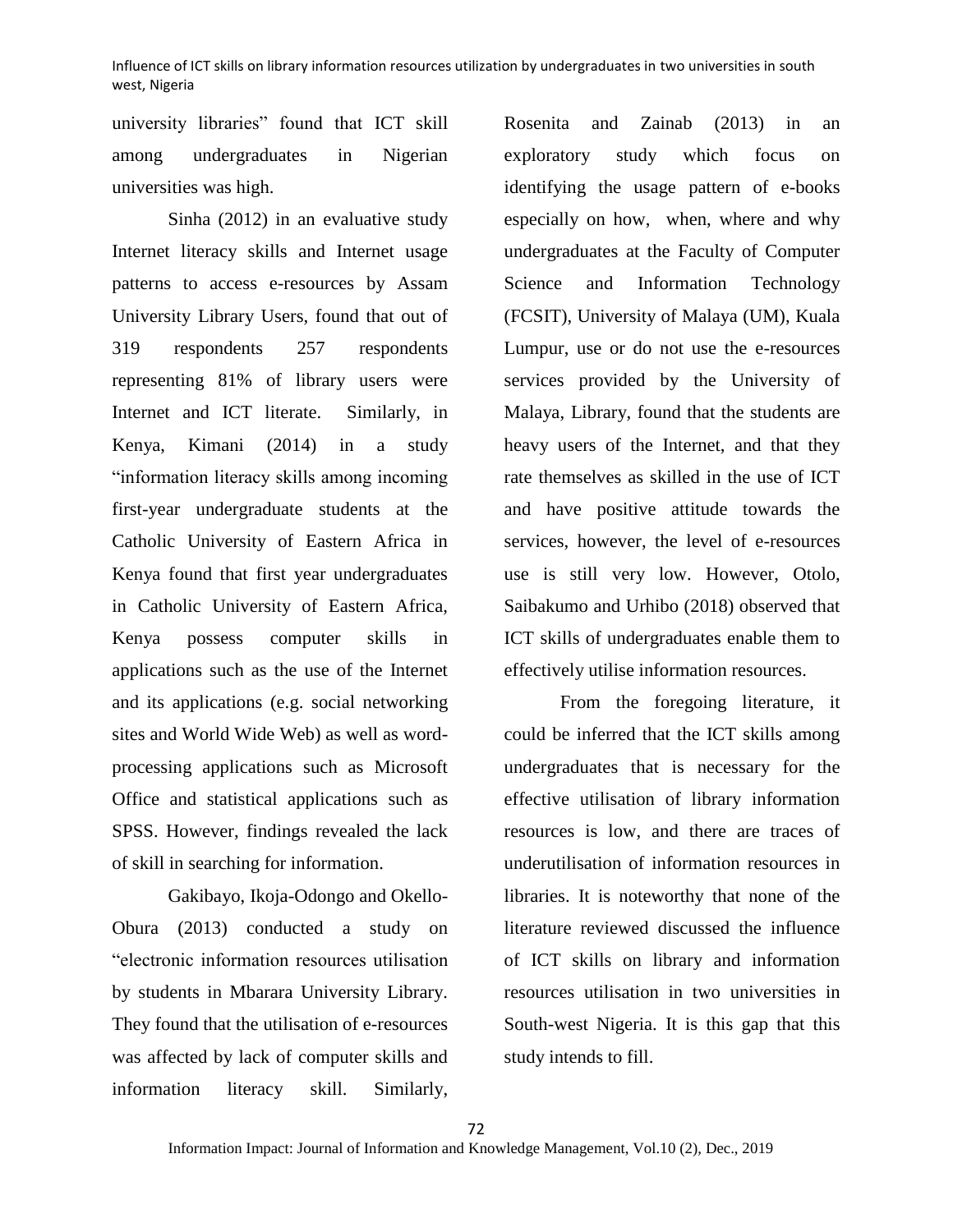university libraries" found that ICT skill among undergraduates in Nigerian universities was high.

Sinha (2012) in an evaluative study Internet literacy skills and Internet usage patterns to access e-resources by Assam University Library Users, found that out of 319 respondents 257 respondents representing 81% of library users were Internet and ICT literate. Similarly, in Kenya, Kimani (2014) in a study "information literacy skills among incoming first-year undergraduate students at the Catholic University of Eastern Africa in Kenya found that first year undergraduates in Catholic University of Eastern Africa, Kenya possess computer skills in applications such as the use of the Internet and its applications (e.g. social networking sites and World Wide Web) as well as word-processing applications such as Microsoft Office and statistical applications such as SPSS. However, findings revealed the lack of skill in searching for information.

Gakibayo, Ikoja-Odongo and Okello-Obura (2013) conducted a study on "electronic information resources utilisation by students in Mbarara University Library. They found that the utilisation of e-resources was affected by lack of computer skills and information literacy skill. Similarly, Rosenita and Zainab (2013) in an exploratory study which focus on identifying the usage pattern of e-books especially on how, when, where and why undergraduates at the Faculty of Computer Science and Information Technology (FCSIT), University of Malaya (UM), Kuala Lumpur, use or do not use the e-resources services provided by the University of Malaya, Library, found that the students are heavy users of the Internet, and that they rate themselves as skilled in the use of ICT and have positive attitude towards the services, however, the level of e-resources use is still very low. However, Otolo, Saibakumo and Urhibo (2018) observed that ICT skills of undergraduates enable them to effectively utilise information resources.

From the foregoing literature, it could be inferred that the ICT skills among undergraduates that is necessary for the effective utilisation of library information resources is low, and there are traces of underutilisation of information resources in libraries. It is noteworthy that none of the literature reviewed discussed the influence of ICT skills on library and information resources utilisation in two universities in South-west Nigeria. It is this gap that this study intends to fill.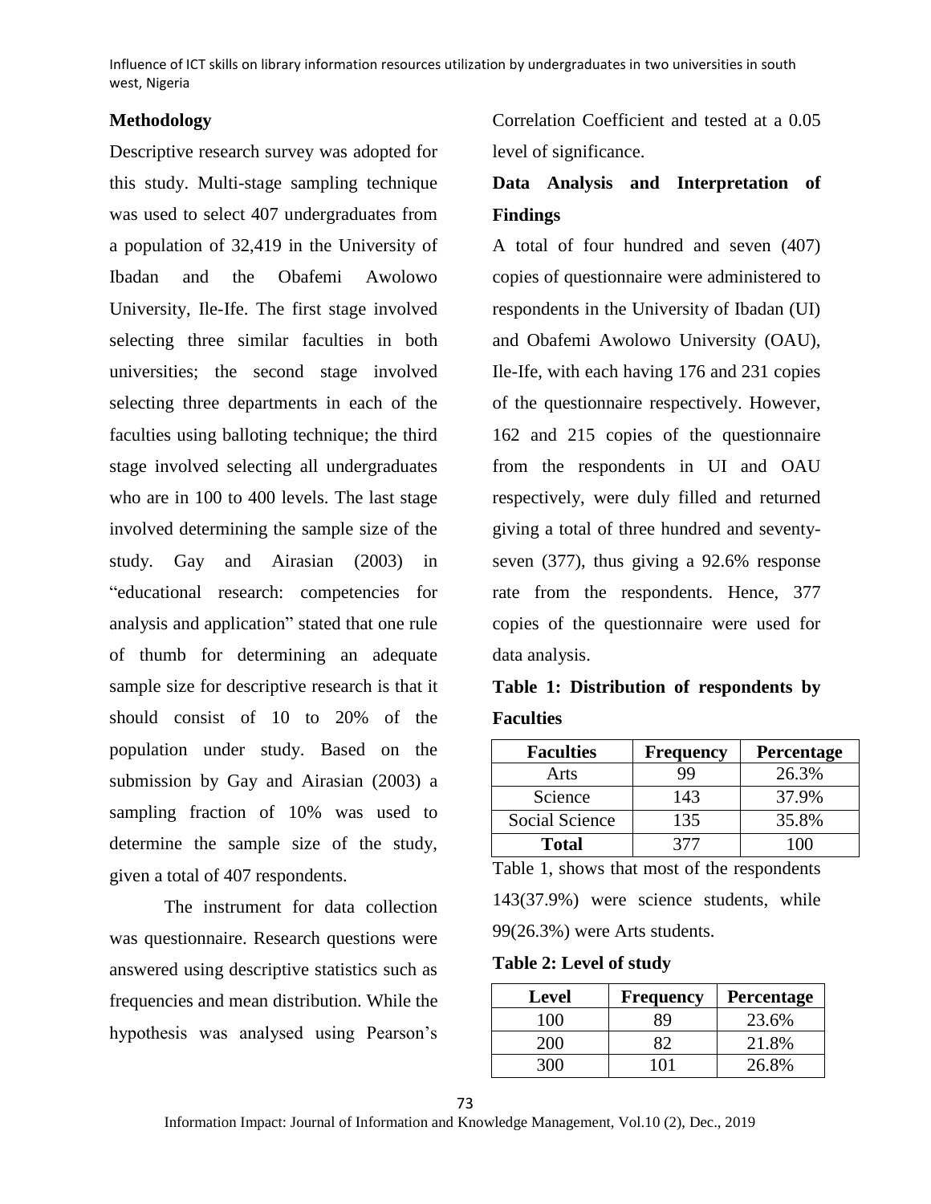## Methodology

Descriptive research survey was adopted for this study. Multi-stage sampling technique was used to select 407 undergraduates from a population of 32,419 in the University of Ibadan and the Obafemi Awolowo University, Ile-Ife. The first stage involved selecting three similar faculties in both universities; the second stage involved selecting three departments in each of the faculties using balloting technique; the third stage involved selecting all undergraduates who are in 100 to 400 levels. The last stage involved determining the sample size of the study. Gay and Airasian (2003) in "educational research: competencies for analysis and application" stated that one rule of thumb for determining an adequate sample size for descriptive research is that it should consist of 10 to 20% of the population under study. Based on the submission by Gay and Airasian (2003) a sampling fraction of 10% was used to determine the sample size of the study, given a total of 407 respondents.

The instrument for data collection was questionnaire. Research questions were answered using descriptive statistics such as frequencies and mean distribution. While the hypothesis was analysed using Pearson's Correlation Coefficient and tested at a 0.05 level of significance.

## Data Analysis and Interpretation of Findings

A total of four hundred and seven (407) copies of questionnaire were administered to respondents in the University of Ibadan (UI) and Obafemi Awolowo University (OAU), Ile-Ife, with each having 176 and 231 copies of the questionnaire respectively. However, 162 and 215 copies of the questionnaire from the respondents in UI and OAU respectively, were duly filled and returned giving a total of three hundred and seventy-seven (377), thus giving a 92.6% response rate from the respondents. Hence, 377 copies of the questionnaire were used for data analysis.

**Table 1: Distribution of respondents by Faculties**

| Faculties | Frequency | Percentage |
|---|---|---|
| Arts | 99 | 26.3% |
| Science | 143 | 37.9% |
| Social Science | 135 | 35.8% |
| **Total** | 377 | 100 |

Table 1, shows that most of the respondents 143(37.9%) were science students, while 99(26.3%) were Arts students.

**Table 2: Level of study**

| Level | Frequency | Percentage |
|---|---|---|
| 100 | 89 | 23.6% |
| 200 | 82 | 21.8% |
| 300 | 101 | 26.8% |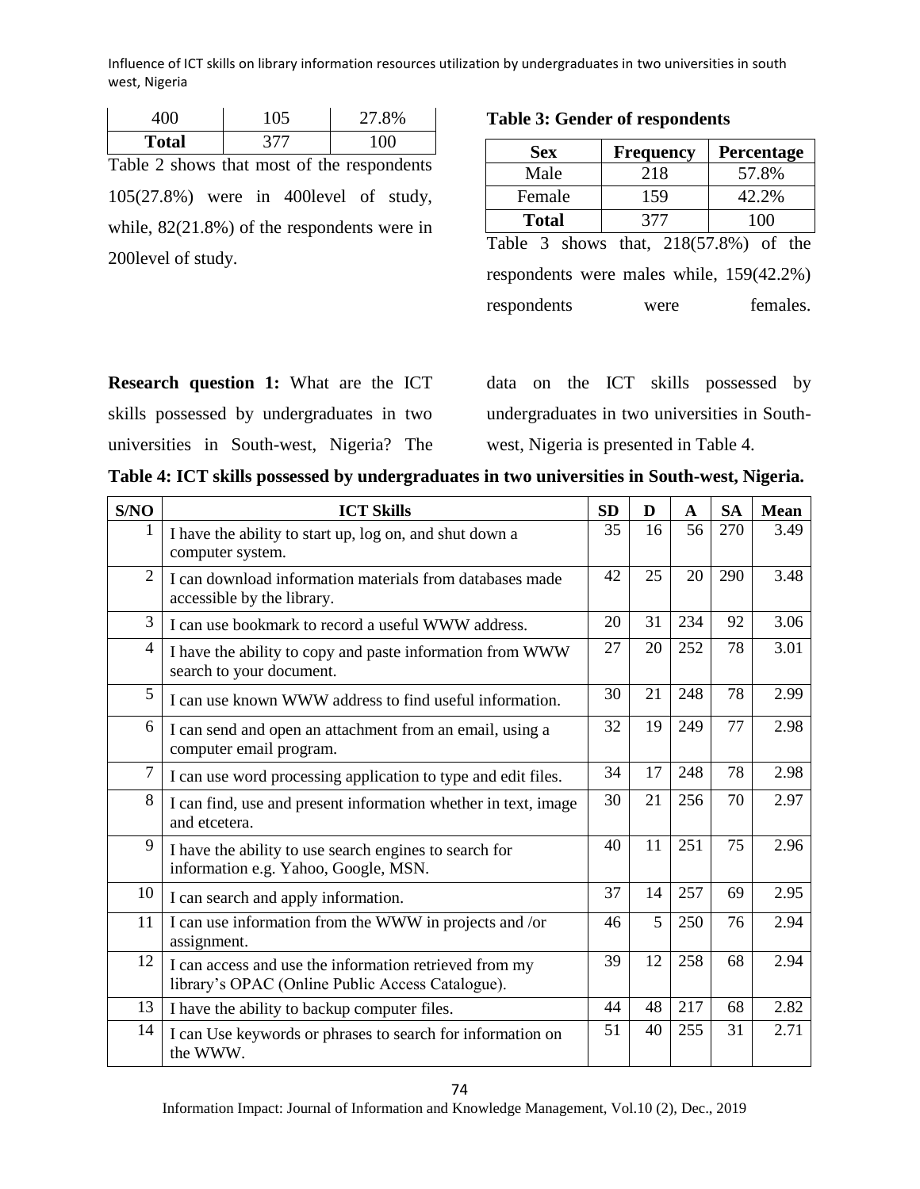| 400 | 105 | 27.8% |
|---|---|---|
| **Total** | 377 | 100 |

Table 2 shows that most of the respondents 105(27.8%) were in 400level of study, while, 82(21.8%) of the respondents were in 200level of study.

**Table 3: Gender of respondents**

| Sex | Frequency | Percentage |
|---|---|---|
| Male | 218 | 57.8% |
| Female | 159 | 42.2% |
| **Total** | 377 | 100 |

Table 3 shows that, 218(57.8%) of the respondents were males while, 159(42.2%) respondents were females.

**Research question 1:** What are the ICT skills possessed by undergraduates in two universities in South-west, Nigeria? The data on the ICT skills possessed by undergraduates in two universities in South-west, Nigeria is presented in Table 4.

**Table 4: ICT skills possessed by undergraduates in two universities in South-west, Nigeria.**

| S/NO | ICT Skills | SD | D | A | SA | Mean |
|---|---|---|---|---|---|---|
| 1 | I have the ability to start up, log on, and shut down a computer system. | 35 | 16 | 56 | 270 | 3.49 |
| 2 | I can download information materials from databases made accessible by the library. | 42 | 25 | 20 | 290 | 3.48 |
| 3 | I can use bookmark to record a useful WWW address. | 20 | 31 | 234 | 92 | 3.06 |
| 4 | I have the ability to copy and paste information from WWW search to your document. | 27 | 20 | 252 | 78 | 3.01 |
| 5 | I can use known WWW address to find useful information. | 30 | 21 | 248 | 78 | 2.99 |
| 6 | I can send and open an attachment from an email, using a computer email program. | 32 | 19 | 249 | 77 | 2.98 |
| 7 | I can use word processing application to type and edit files. | 34 | 17 | 248 | 78 | 2.98 |
| 8 | I can find, use and present information whether in text, image and etcetera. | 30 | 21 | 256 | 70 | 2.97 |
| 9 | I have the ability to use search engines to search for information e.g. Yahoo, Google, MSN. | 40 | 11 | 251 | 75 | 2.96 |
| 10 | I can search and apply information. | 37 | 14 | 257 | 69 | 2.95 |
| 11 | I can use information from the WWW in projects and /or assignment. | 46 | 5 | 250 | 76 | 2.94 |
| 12 | I can access and use the information retrieved from my library's OPAC (Online Public Access Catalogue). | 39 | 12 | 258 | 68 | 2.94 |
| 13 | I have the ability to backup computer files. | 44 | 48 | 217 | 68 | 2.82 |
| 14 | I can Use keywords or phrases to search for information on the WWW. | 51 | 40 | 255 | 31 | 2.71 |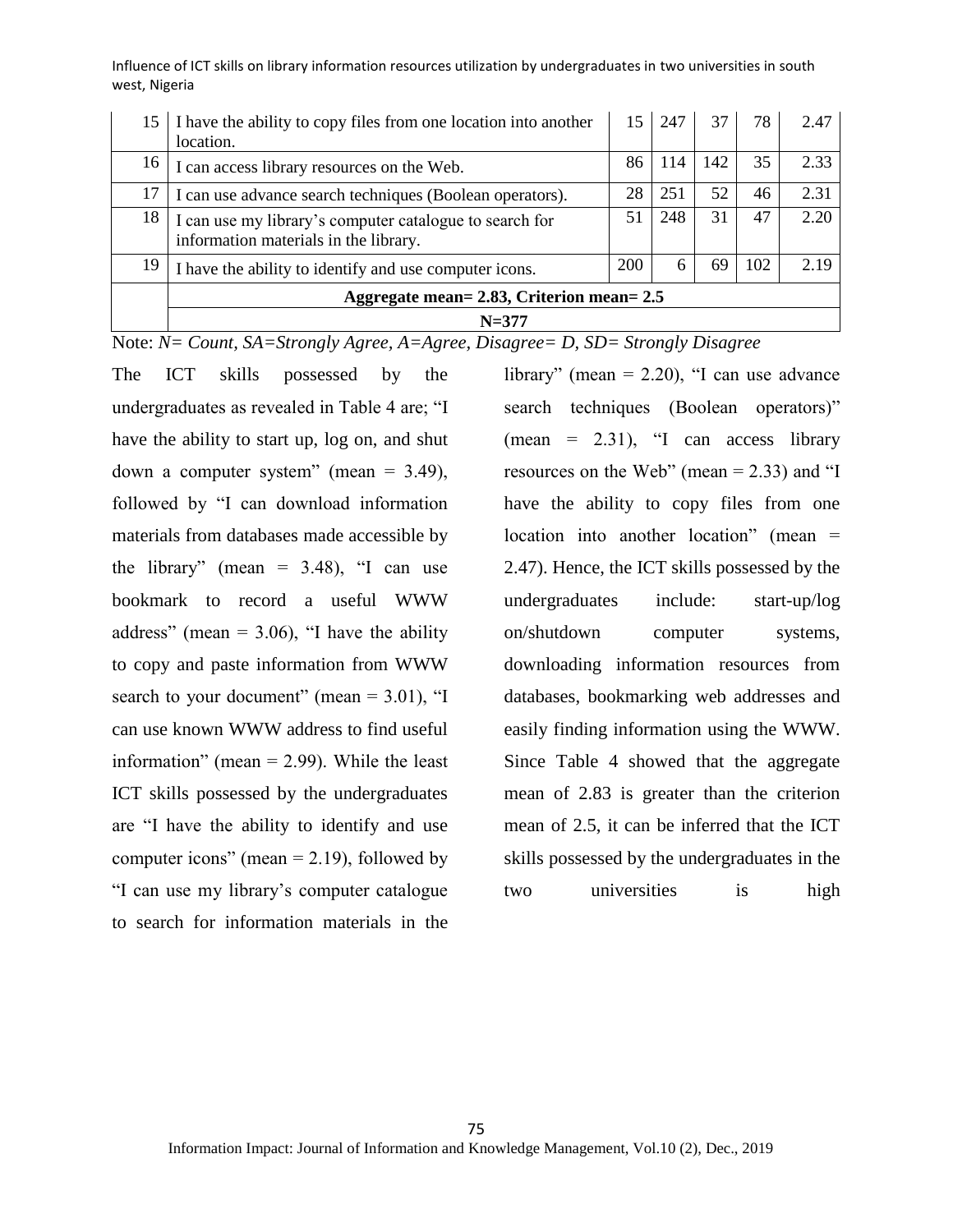| | | | | | | |
|---|---|---|---|---|---|---|
| 15 | I have the ability to copy files from one location into another location. | 15 | 247 | 37 | 78 | 2.47 |
| 16 | I can access library resources on the Web. | 86 | 114 | 142 | 35 | 2.33 |
| 17 | I can use advance search techniques (Boolean operators). | 28 | 251 | 52 | 46 | 2.31 |
| 18 | I can use my library's computer catalogue to search for information materials in the library. | 51 | 248 | 31 | 47 | 2.20 |
| 19 | I have the ability to identify and use computer icons. | 200 | 6 | 69 | 102 | 2.19 |
| | **Aggregate mean= 2.83, Criterion mean= 2.5** | | | | | |
| | **N=377** | | | | | |

Note: *N= Count, SA=Strongly Agree, A=Agree, Disagree= D, SD= Strongly Disagree*

The ICT skills possessed by the undergraduates as revealed in Table 4 are; "I have the ability to start up, log on, and shut down a computer system" (mean = 3.49), followed by "I can download information materials from databases made accessible by the library" (mean = 3.48), "I can use bookmark to record a useful WWW address" (mean = 3.06), "I have the ability to copy and paste information from WWW search to your document" (mean = 3.01), "I can use known WWW address to find useful information" (mean = 2.99). While the least ICT skills possessed by the undergraduates are "I have the ability to identify and use computer icons" (mean = 2.19), followed by "I can use my library's computer catalogue to search for information materials in the library" (mean = 2.20), "I can use advance search techniques (Boolean operators)" (mean = 2.31), "I can access library resources on the Web" (mean = 2.33) and "I have the ability to copy files from one location into another location" (mean = 2.47). Hence, the ICT skills possessed by the undergraduates include: start-up/log on/shutdown computer systems, downloading information resources from databases, bookmarking web addresses and easily finding information using the WWW. Since Table 4 showed that the aggregate mean of 2.83 is greater than the criterion mean of 2.5, it can be inferred that the ICT skills possessed by the undergraduates in the two universities is high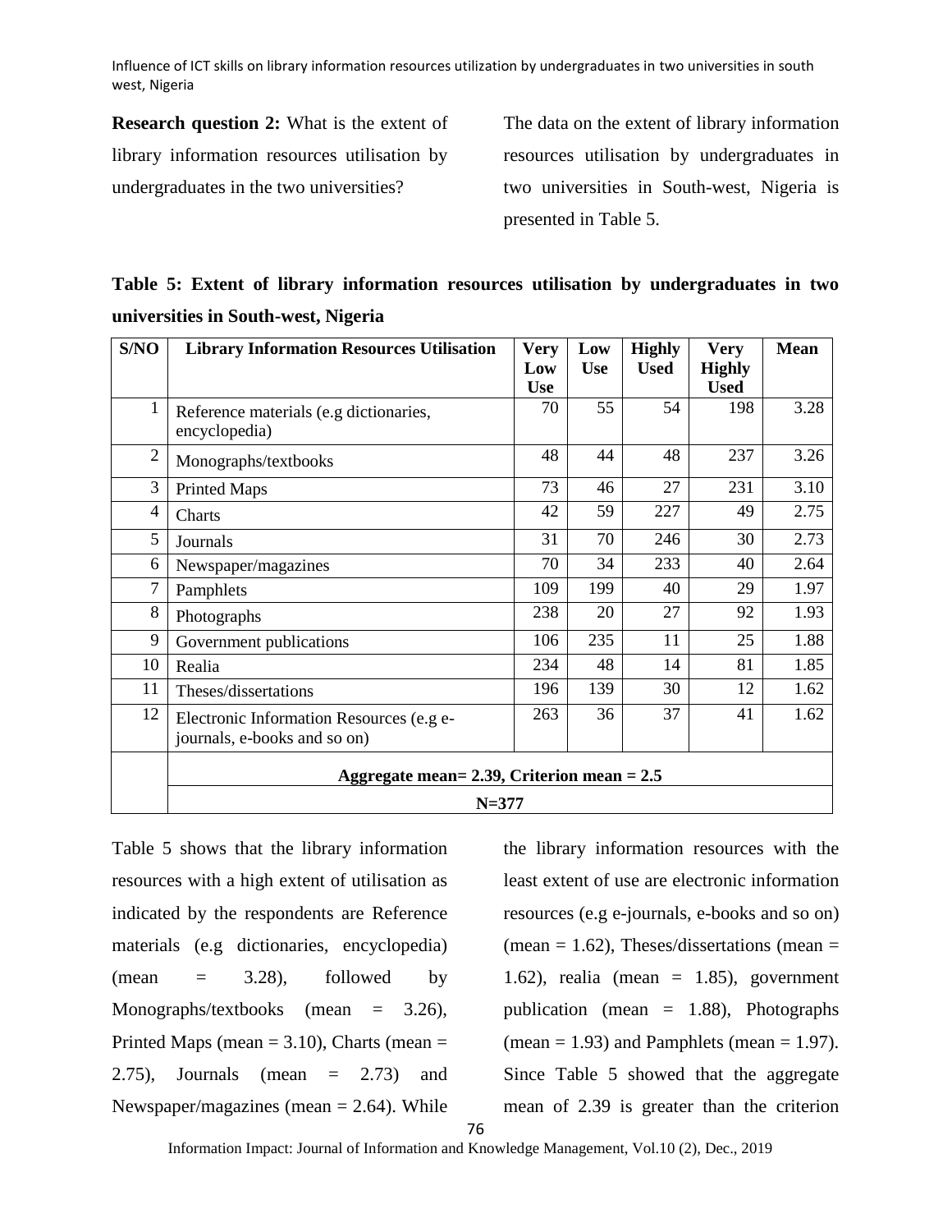**Research question 2:** What is the extent of library information resources utilisation by undergraduates in the two universities?

The data on the extent of library information resources utilisation by undergraduates in two universities in South-west, Nigeria is presented in Table 5.

**Table 5: Extent of library information resources utilisation by undergraduates in two universities in South-west, Nigeria**

| S/NO | Library Information Resources Utilisation | Very Low Use | Low Use | Highly Used | Very Highly Used | Mean |
|---|---|---|---|---|---|---|
| 1 | Reference materials (e.g dictionaries, encyclopedia) | 70 | 55 | 54 | 198 | 3.28 |
| 2 | Monographs/textbooks | 48 | 44 | 48 | 237 | 3.26 |
| 3 | Printed Maps | 73 | 46 | 27 | 231 | 3.10 |
| 4 | Charts | 42 | 59 | 227 | 49 | 2.75 |
| 5 | Journals | 31 | 70 | 246 | 30 | 2.73 |
| 6 | Newspaper/magazines | 70 | 34 | 233 | 40 | 2.64 |
| 7 | Pamphlets | 109 | 199 | 40 | 29 | 1.97 |
| 8 | Photographs | 238 | 20 | 27 | 92 | 1.93 |
| 9 | Government publications | 106 | 235 | 11 | 25 | 1.88 |
| 10 | Realia | 234 | 48 | 14 | 81 | 1.85 |
| 11 | Theses/dissertations | 196 | 139 | 30 | 12 | 1.62 |
| 12 | Electronic Information Resources (e.g e-journals, e-books and so on) | 263 | 36 | 37 | 41 | 1.62 |
| | **Aggregate mean= 2.39, Criterion mean = 2.5** | | | | | |
| | **N=377** | | | | | |

Table 5 shows that the library information resources with a high extent of utilisation as indicated by the respondents are Reference materials (e.g dictionaries, encyclopedia) (mean = 3.28), followed by Monographs/textbooks (mean = 3.26), Printed Maps (mean = 3.10), Charts (mean = 2.75), Journals (mean = 2.73) and Newspaper/magazines (mean = 2.64). While the library information resources with the least extent of use are electronic information resources (e.g e-journals, e-books and so on) (mean = 1.62), Theses/dissertations (mean = 1.62), realia (mean = 1.85), government publication (mean = 1.88), Photographs (mean = 1.93) and Pamphlets (mean = 1.97). Since Table 5 showed that the aggregate mean of 2.39 is greater than the criterion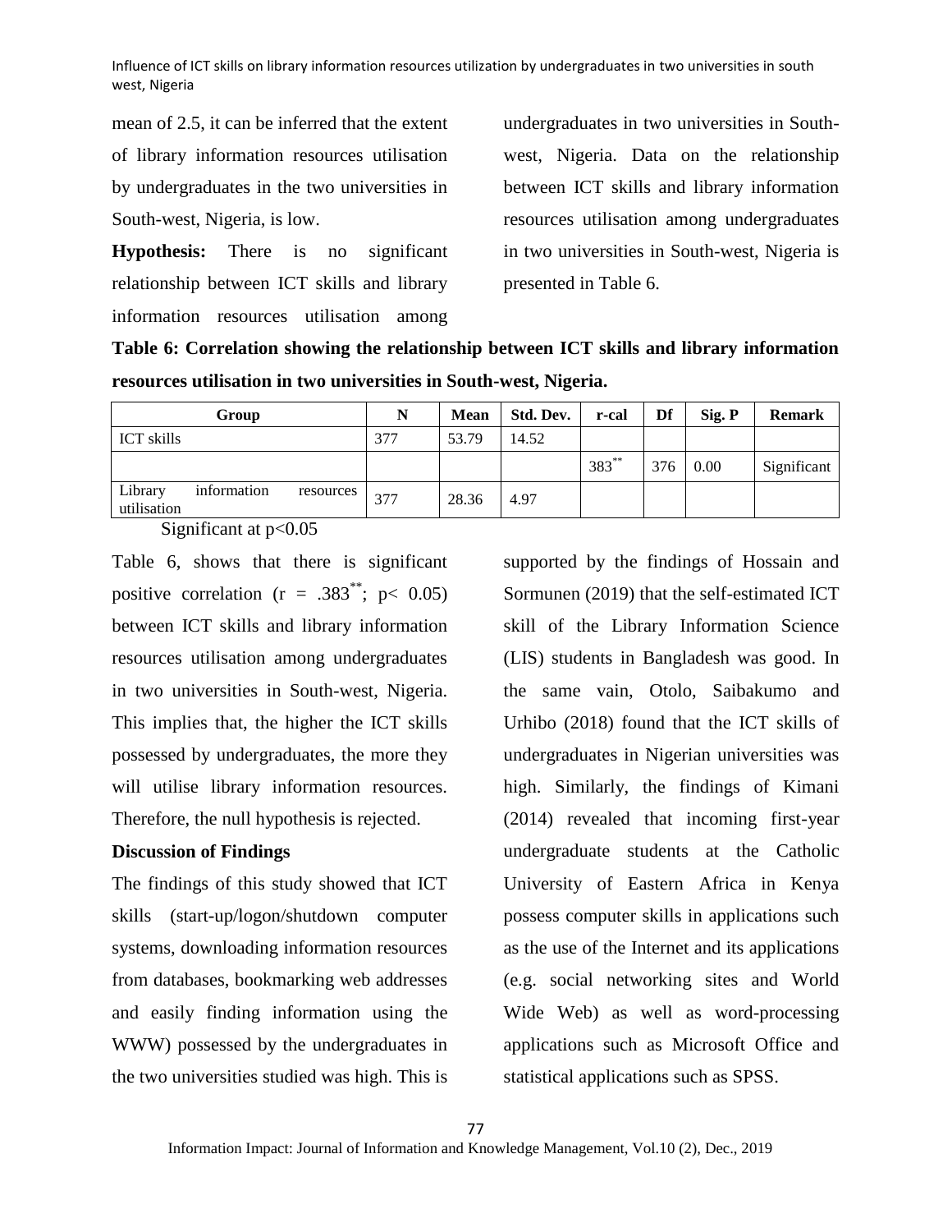mean of 2.5, it can be inferred that the extent of library information resources utilisation by undergraduates in the two universities in South-west, Nigeria, is low.

**Hypothesis:** There is no significant relationship between ICT skills and library information resources utilisation among undergraduates in two universities in South-west, Nigeria. Data on the relationship between ICT skills and library information resources utilisation among undergraduates in two universities in South-west, Nigeria is presented in Table 6.

**Table 6: Correlation showing the relationship between ICT skills and library information resources utilisation in two universities in South-west, Nigeria.**

| Group | N | Mean | Std. Dev. | r-cal | Df | Sig. P | Remark |
|---|---|---|---|---|---|---|---|
| ICT skills | 377 | 53.79 | 14.52 | | | | |
| | | | | 383** | 376 | 0.00 | Significant |
| Library information resources utilisation | 377 | 28.36 | 4.97 | | | | |

Significant at $p<0.05$

Table 6, shows that there is significant positive correlation ($r = .383^{**}$; $p < 0.05$) between ICT skills and library information resources utilisation among undergraduates in two universities in South-west, Nigeria. This implies that, the higher the ICT skills possessed by undergraduates, the more they will utilise library information resources. Therefore, the null hypothesis is rejected.

**Discussion of Findings**

The findings of this study showed that ICT skills (start-up/logon/shutdown computer systems, downloading information resources from databases, bookmarking web addresses and easily finding information using the WWW) possessed by the undergraduates in the two universities studied was high. This is supported by the findings of Hossain and Sormunen (2019) that the self-estimated ICT skill of the Library Information Science (LIS) students in Bangladesh was good. In the same vain, Otolo, Saibakumo and Urhibo (2018) found that the ICT skills of undergraduates in Nigerian universities was high. Similarly, the findings of Kimani (2014) revealed that incoming first-year undergraduate students at the Catholic University of Eastern Africa in Kenya possess computer skills in applications such as the use of the Internet and its applications (e.g. social networking sites and World Wide Web) as well as word-processing applications such as Microsoft Office and statistical applications such as SPSS.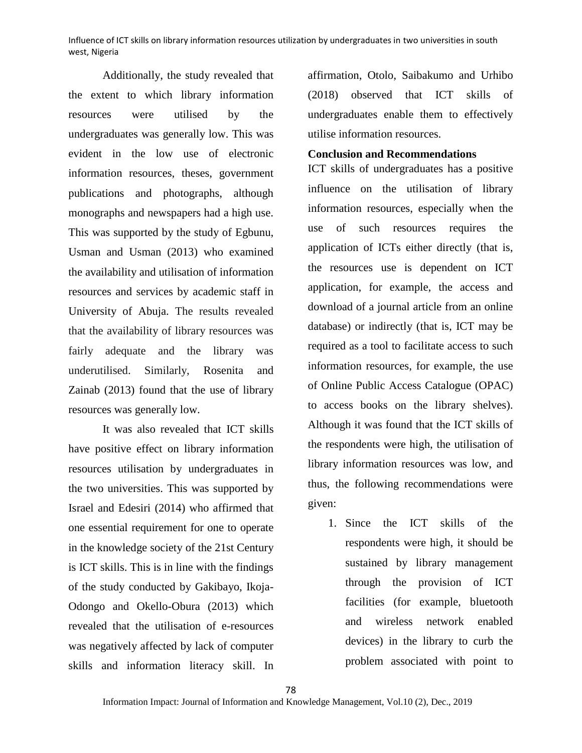Additionally, the study revealed that the extent to which library information resources were utilised by the undergraduates was generally low. This was evident in the low use of electronic information resources, theses, government publications and photographs, although monographs and newspapers had a high use. This was supported by the study of Egbunu, Usman and Usman (2013) who examined the availability and utilisation of information resources and services by academic staff in University of Abuja. The results revealed that the availability of library resources was fairly adequate and the library was underutilised. Similarly, Rosenita and Zainab (2013) found that the use of library resources was generally low.

It was also revealed that ICT skills have positive effect on library information resources utilisation by undergraduates in the two universities. This was supported by Israel and Edesiri (2014) who affirmed that one essential requirement for one to operate in the knowledge society of the 21st Century is ICT skills. This is in line with the findings of the study conducted by Gakibayo, Ikoja-Odongo and Okello-Obura (2013) which revealed that the utilisation of e-resources was negatively affected by lack of computer skills and information literacy skill. In affirmation, Otolo, Saibakumo and Urhibo (2018) observed that ICT skills of undergraduates enable them to effectively utilise information resources.

**Conclusion and Recommendations**

ICT skills of undergraduates has a positive influence on the utilisation of library information resources, especially when the use of such resources requires the application of ICTs either directly (that is, the resources use is dependent on ICT application, for example, the access and download of a journal article from an online database) or indirectly (that is, ICT may be required as a tool to facilitate access to such information resources, for example, the use of Online Public Access Catalogue (OPAC) to access books on the library shelves). Although it was found that the ICT skills of the respondents were high, the utilisation of library information resources was low, and thus, the following recommendations were given:

1. Since the ICT skills of the respondents were high, it should be sustained by library management through the provision of ICT facilities (for example, bluetooth and wireless network enabled devices) in the library to curb the problem associated with point to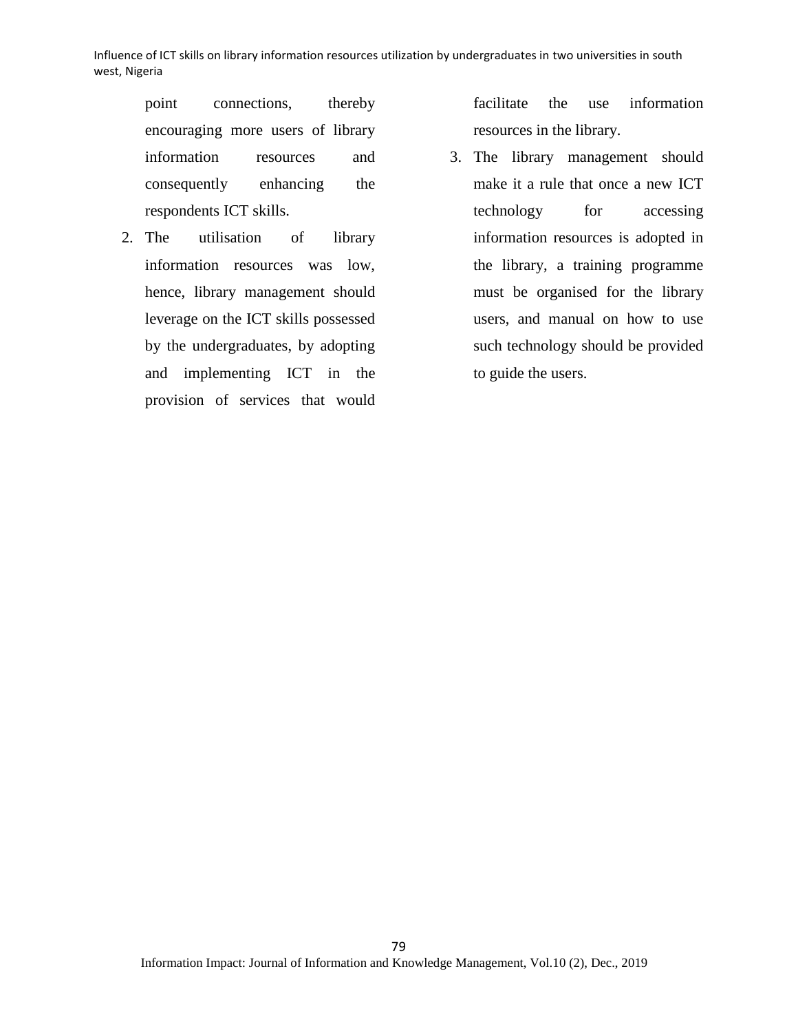point connections, thereby encouraging more users of library information resources and consequently enhancing the respondents ICT skills.

2. The utilisation of library information resources was low, hence, library management should leverage on the ICT skills possessed by the undergraduates, by adopting and implementing ICT in the provision of services that would facilitate the use information resources in the library.
3. The library management should make it a rule that once a new ICT technology for accessing information resources is adopted in the library, a training programme must be organised for the library users, and manual on how to use such technology should be provided to guide the users.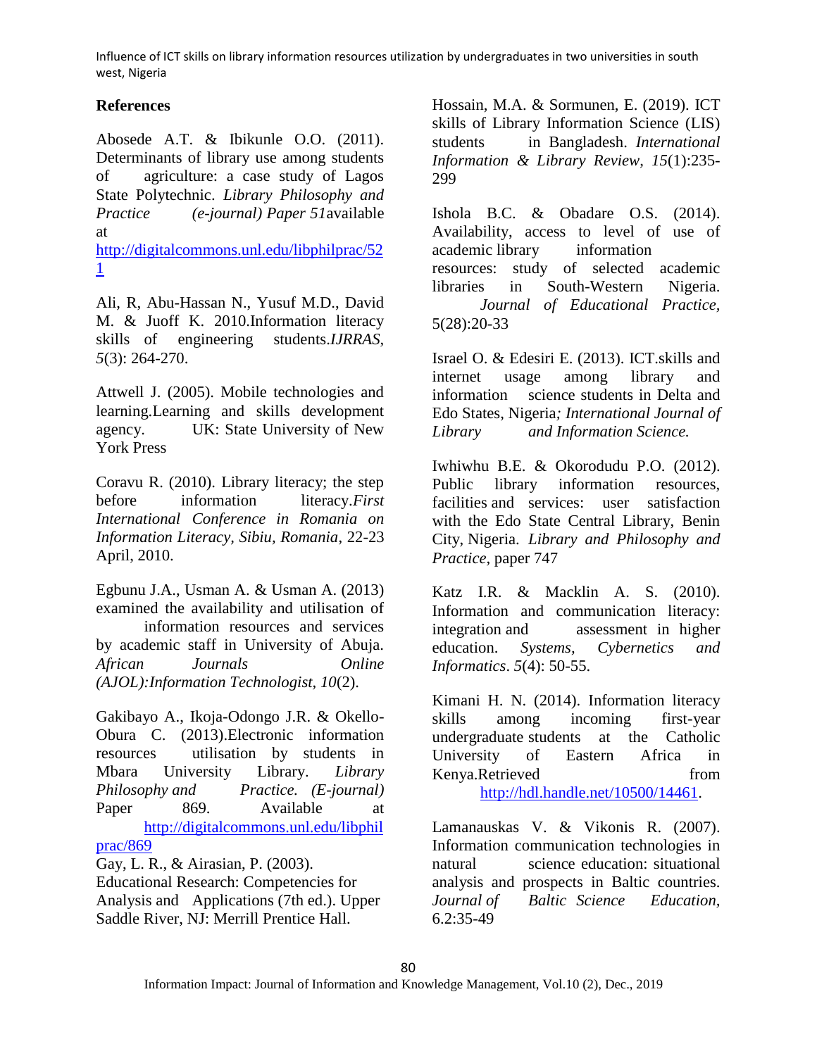## References

Abosede A.T. & Ibikunle O.O. (2011). Determinants of library use among students of agriculture: a case study of Lagos State Polytechnic. *Library Philosophy and Practice (e-journal) Paper 51*available at http://digitalcommons.unl.edu/libphilprac/521

Ali, R, Abu-Hassan N., Yusuf M.D., David M. & Juoff K. 2010.Information literacy skills of engineering students.*IJRRAS, 5*(3): 264-270.

Attwell J. (2005). Mobile technologies and learning.Learning and skills development agency. UK: State University of New York Press

Coravu R. (2010). Library literacy; the step before information literacy.*First International Conference in Romania on Information Literacy, Sibiu, Romania*, 22-23 April, 2010.

Egbunu J.A., Usman A. & Usman A. (2013) examined the availability and utilisation of information resources and services by academic staff in University of Abuja. *African Journals Online (AJOL):Information Technologist, 10*(2).

Gakibayo A., Ikoja-Odongo J.R. & Okello-Obura C. (2013).Electronic information resources utilisation by students in Mbara University Library. *Library Philosophy and Practice. (E-journal)* Paper 869. Available at http://digitalcommons.unl.edu/libphilprac/869

Gay, L. R., & Airasian, P. (2003). Educational Research: Competencies for Analysis and Applications (7th ed.). Upper Saddle River, NJ: Merrill Prentice Hall.

Hossain, M.A. & Sormunen, E. (2019). ICT skills of Library Information Science (LIS) students in Bangladesh. *International Information & Library Review, 15*(1):235-299

Ishola B.C. & Obadare O.S. (2014). Availability, access to level of use of academic library information resources: study of selected academic libraries in South-Western Nigeria. *Journal of Educational Practice,* 5(28):20-33

Israel O. & Edesiri E. (2013). ICT.skills and internet usage among library and information science students in Delta and Edo States, Nigeria*; International Journal of Library and Information Science.*

Iwhiwhu B.E. & Okorodudu P.O. (2012). Public library information resources, facilities and services: user satisfaction with the Edo State Central Library, Benin City, Nigeria. *Library and Philosophy and Practice,* paper 747

Katz I.R. & Macklin A. S. (2010). Information and communication literacy: integration and assessment in higher education. *Systems, Cybernetics and Informatics*. *5*(4): 50-55.

Kimani H. N. (2014). Information literacy skills among incoming first-year undergraduate students at the Catholic University of Eastern Africa in Kenya.Retrieved from http://hdl.handle.net/10500/14461.

Lamanauskas V. & Vikonis R. (2007). Information communication technologies in natural science education: situational analysis and prospects in Baltic countries. *Journal of Baltic Science Education,* 6.2:35-49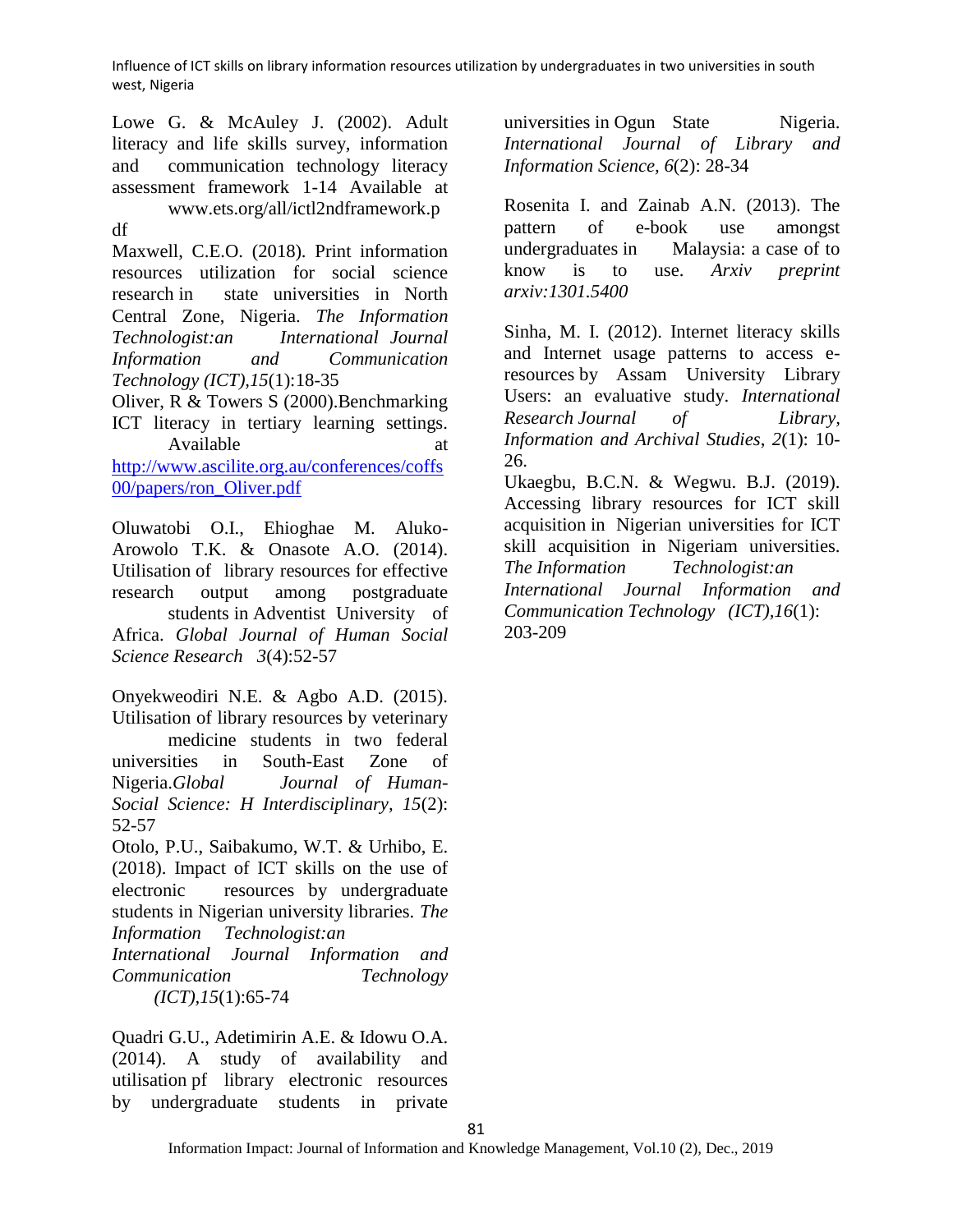Lowe G. & McAuley J. (2002). Adult literacy and life skills survey, information and communication technology literacy assessment framework 1-14 Available at www.ets.org/all/ictl2ndframework.pdf

Maxwell, C.E.O. (2018). Print information resources utilization for social science research in state universities in North Central Zone, Nigeria. *The Information Technologist:an International Journal Information and Communication Technology (ICT),15*(1):18-35

Oliver, R & Towers S (2000).Benchmarking ICT literacy in tertiary learning settings. Available at http://www.ascilite.org.au/conferences/coffs00/papers/ron_Oliver.pdf

Oluwatobi O.I., Ehioghae M. Aluko-Arowolo T.K. & Onasote A.O. (2014). Utilisation of library resources for effective research output among postgraduate students in Adventist University of Africa. *Global Journal of Human Social Science Research 3*(4):52-57

Onyekweodiri N.E. & Agbo A.D. (2015). Utilisation of library resources by veterinary medicine students in two federal universities in South-East Zone of Nigeria.*Global Journal of Human-Social Science: H Interdisciplinary, 15*(2): 52-57

Otolo, P.U., Saibakumo, W.T. & Urhibo, E. (2018). Impact of ICT skills on the use of electronic resources by undergraduate students in Nigerian university libraries. *The Information Technologist:an International Journal Information and Communication Technology (ICT),15*(1):65-74

Quadri G.U., Adetimirin A.E. & Idowu O.A. (2014). A study of availability and utilisation pf library electronic resources by undergraduate students in private universities in Ogun State Nigeria. *International Journal of Library and Information Science, 6*(2): 28-34

Rosenita I. and Zainab A.N. (2013). The pattern of e-book use amongst undergraduates in Malaysia: a case of to know is to use. *Arxiv preprint arxiv:1301.5400*

Sinha, M. I. (2012). Internet literacy skills and Internet usage patterns to access e-resources by Assam University Library Users: an evaluative study. *International Research Journal of Library, Information and Archival Studies, 2*(1): 10-26.

Ukaegbu, B.C.N. & Wegwu. B.J. (2019). Accessing library resources for ICT skill acquisition in Nigerian universities for ICT skill acquisition in Nigeriam universities. *The Information Technologist:an International Journal Information and Communication Technology (ICT),16*(1): 203-209